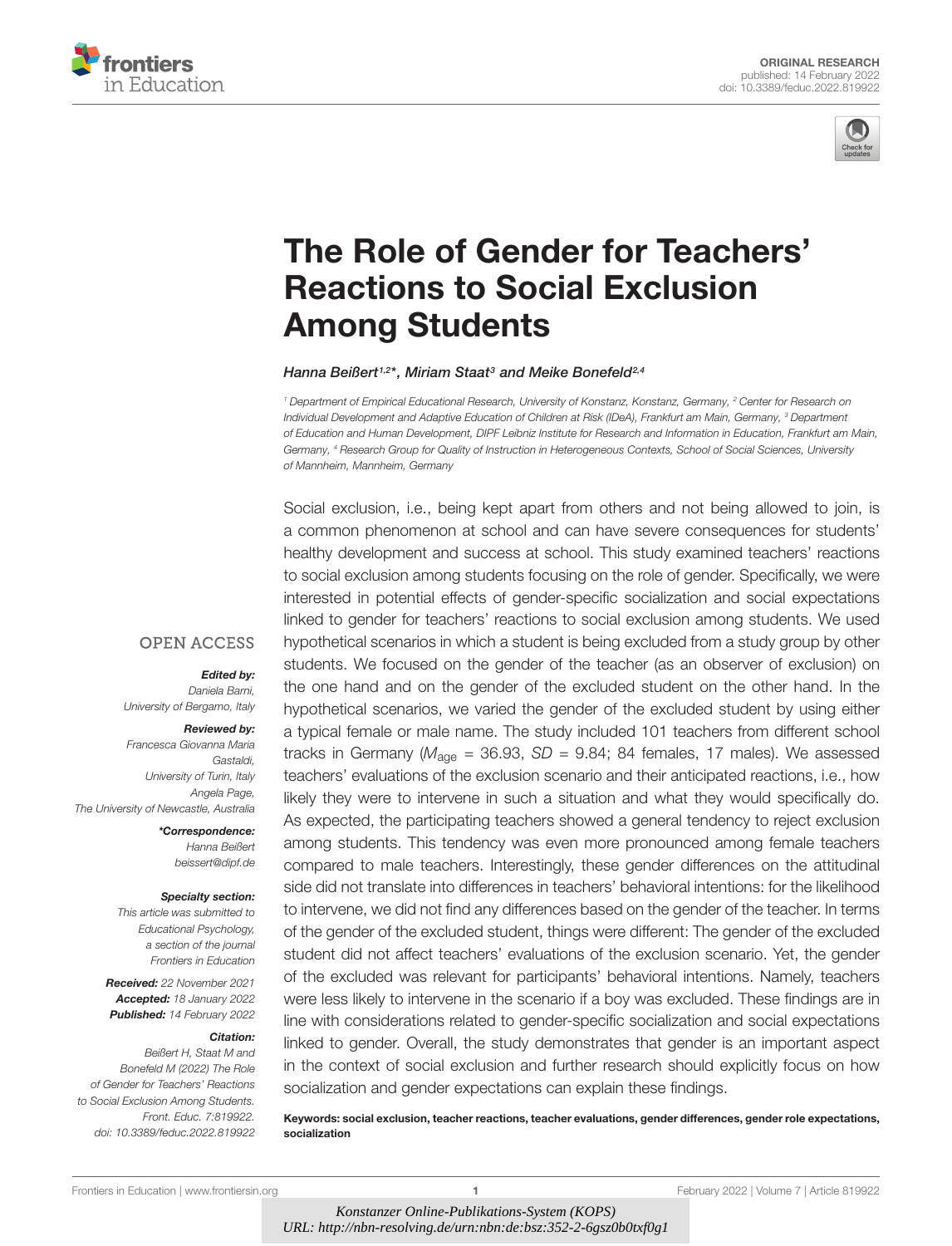ORIGINAL RESEARCH
published: 14 February 2022
doi: 10.3389/feduc.2022.819922

# The Role of Gender for Teachers' Reactions to Social Exclusion Among Students

*Hanna Beißert[1,2]*, Miriam Staat[3] and Meike Bonefeld[2,4]*

[1] Department of Empirical Educational Research, University of Konstanz, Konstanz, Germany, [2] Center for Research on Individual Development and Adaptive Education of Children at Risk (IDeA), Frankfurt am Main, Germany, [3] Department of Education and Human Development, DIPF Leibniz Institute for Research and Information in Education, Frankfurt am Main, Germany, [4] Research Group for Quality of Instruction in Heterogeneous Contexts, School of Social Sciences, University of Mannheim, Mannheim, Germany

Social exclusion, i.e., being kept apart from others and not being allowed to join, is a common phenomenon at school and can have severe consequences for students' healthy development and success at school. This study examined teachers' reactions to social exclusion among students focusing on the role of gender. Specifically, we were interested in potential effects of gender-specific socialization and social expectations linked to gender for teachers' reactions to social exclusion among students. We used hypothetical scenarios in which a student is being excluded from a study group by other students. We focused on the gender of the teacher (as an observer of exclusion) on the one hand and on the gender of the excluded student on the other hand. In the hypothetical scenarios, we varied the gender of the excluded student by using either a typical female or male name. The study included 101 teachers from different school tracks in Germany ($M_{\text{age}}$ = 36.93, $SD$ = 9.84; 84 females, 17 males). We assessed teachers' evaluations of the exclusion scenario and their anticipated reactions, i.e., how likely they were to intervene in such a situation and what they would specifically do. As expected, the participating teachers showed a general tendency to reject exclusion among students. This tendency was even more pronounced among female teachers compared to male teachers. Interestingly, these gender differences on the attitudinal side did not translate into differences in teachers' behavioral intentions: for the likelihood to intervene, we did not find any differences based on the gender of the teacher. In terms of the gender of the excluded student, things were different: The gender of the excluded student did not affect teachers' evaluations of the exclusion scenario. Yet, the gender of the excluded was relevant for participants' behavioral intentions. Namely, teachers were less likely to intervene in the scenario if a boy was excluded. These findings are in line with considerations related to gender-specific socialization and social expectations linked to gender. Overall, the study demonstrates that gender is an important aspect in the context of social exclusion and further research should explicitly focus on how socialization and gender expectations can explain these findings.

**Keywords: social exclusion, teacher reactions, teacher evaluations, gender differences, gender role expectations, socialization**

OPEN ACCESS

***Edited by:***
*Daniela Barni,*
*University of Bergamo, Italy*

***Reviewed by:***
*Francesca Giovanna Maria Gastaldi,*
*University of Turin, Italy*
*Angela Page,*
*The University of Newcastle, Australia*

****Correspondence:***
*Hanna Beißert*
*beissert@dipf.de*

***Specialty section:***
*This article was submitted to Educational Psychology, a section of the journal Frontiers in Education*

***Received:*** *22 November 2021*
***Accepted:*** *18 January 2022*
***Published:*** *14 February 2022*

***Citation:***
*Beißert H, Staat M and Bonefeld M (2022) The Role of Gender for Teachers' Reactions to Social Exclusion Among Students. Front. Educ. 7:819922. doi: 10.3389/feduc.2022.819922*

*Konstanzer Online-Publikations-System (KOPS)*
*URL: http://nbn-resolving.de/urn:nbn:de:bsz:352-2-6gsz0b0txf0g1*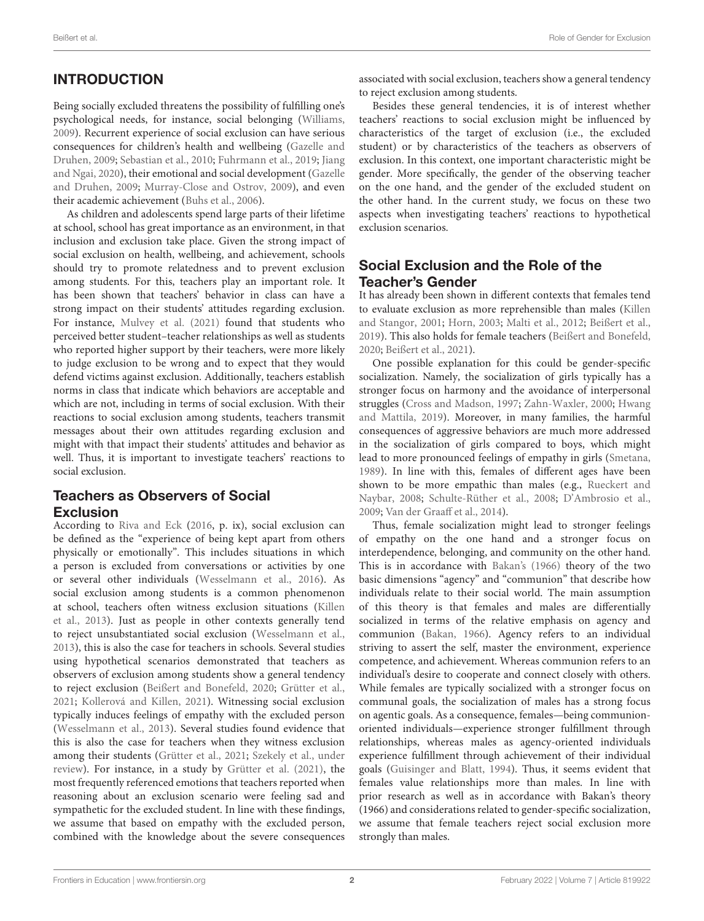## INTRODUCTION

Being socially excluded threatens the possibility of fulfilling one's psychological needs, for instance, social belonging (Williams, 2009). Recurrent experience of social exclusion can have serious consequences for children's health and wellbeing (Gazelle and Druhen, 2009; Sebastian et al., 2010; Fuhrmann et al., 2019; Jiang and Ngai, 2020), their emotional and social development (Gazelle and Druhen, 2009; Murray-Close and Ostrov, 2009), and even their academic achievement (Buhs et al., 2006).

As children and adolescents spend large parts of their lifetime at school, school has great importance as an environment, in that inclusion and exclusion take place. Given the strong impact of social exclusion on health, wellbeing, and achievement, schools should try to promote relatedness and to prevent exclusion among students. For this, teachers play an important role. It has been shown that teachers' behavior in class can have a strong impact on their students' attitudes regarding exclusion. For instance, Mulvey et al. (2021) found that students who perceived better student–teacher relationships as well as students who reported higher support by their teachers, were more likely to judge exclusion to be wrong and to expect that they would defend victims against exclusion. Additionally, teachers establish norms in class that indicate which behaviors are acceptable and which are not, including in terms of social exclusion. With their reactions to social exclusion among students, teachers transmit messages about their own attitudes regarding exclusion and might with that impact their students' attitudes and behavior as well. Thus, it is important to investigate teachers' reactions to social exclusion.

### Teachers as Observers of Social Exclusion

According to Riva and Eck (2016, p. ix), social exclusion can be defined as the "experience of being kept apart from others physically or emotionally". This includes situations in which a person is excluded from conversations or activities by one or several other individuals (Wesselmann et al., 2016). As social exclusion among students is a common phenomenon at school, teachers often witness exclusion situations (Killen et al., 2013). Just as people in other contexts generally tend to reject unsubstantiated social exclusion (Wesselmann et al., 2013), this is also the case for teachers in schools. Several studies using hypothetical scenarios demonstrated that teachers as observers of exclusion among students show a general tendency to reject exclusion (Beißert and Bonefeld, 2020; Grütter et al., 2021; Kollerová and Killen, 2021). Witnessing social exclusion typically induces feelings of empathy with the excluded person (Wesselmann et al., 2013). Several studies found evidence that this is also the case for teachers when they witness exclusion among their students (Grütter et al., 2021; Szekely et al., under review). For instance, in a study by Grütter et al. (2021), the most frequently referenced emotions that teachers reported when reasoning about an exclusion scenario were feeling sad and sympathetic for the excluded student. In line with these findings, we assume that based on empathy with the excluded person, combined with the knowledge about the severe consequences associated with social exclusion, teachers show a general tendency to reject exclusion among students.

Besides these general tendencies, it is of interest whether teachers' reactions to social exclusion might be influenced by characteristics of the target of exclusion (i.e., the excluded student) or by characteristics of the teachers as observers of exclusion. In this context, one important characteristic might be gender. More specifically, the gender of the observing teacher on the one hand, and the gender of the excluded student on the other hand. In the current study, we focus on these two aspects when investigating teachers' reactions to hypothetical exclusion scenarios.

### Social Exclusion and the Role of the Teacher's Gender

It has already been shown in different contexts that females tend to evaluate exclusion as more reprehensible than males (Killen and Stangor, 2001; Horn, 2003; Malti et al., 2012; Beißert et al., 2019). This also holds for female teachers (Beißert and Bonefeld, 2020; Beißert et al., 2021).

One possible explanation for this could be gender-specific socialization. Namely, the socialization of girls typically has a stronger focus on harmony and the avoidance of interpersonal struggles (Cross and Madson, 1997; Zahn-Waxler, 2000; Hwang and Mattila, 2019). Moreover, in many families, the harmful consequences of aggressive behaviors are much more addressed in the socialization of girls compared to boys, which might lead to more pronounced feelings of empathy in girls (Smetana, 1989). In line with this, females of different ages have been shown to be more empathic than males (e.g., Rueckert and Naybar, 2008; Schulte-Rüther et al., 2008; D'Ambrosio et al., 2009; Van der Graaff et al., 2014).

Thus, female socialization might lead to stronger feelings of empathy on the one hand and a stronger focus on interdependence, belonging, and community on the other hand. This is in accordance with Bakan's (1966) theory of the two basic dimensions "agency" and "communion" that describe how individuals relate to their social world. The main assumption of this theory is that females and males are differentially socialized in terms of the relative emphasis on agency and communion (Bakan, 1966). Agency refers to an individual striving to assert the self, master the environment, experience competence, and achievement. Whereas communion refers to an individual's desire to cooperate and connect closely with others. While females are typically socialized with a stronger focus on communal goals, the socialization of males has a strong focus on agentic goals. As a consequence, females—being communion-oriented individuals—experience stronger fulfillment through relationships, whereas males as agency-oriented individuals experience fulfillment through achievement of their individual goals (Guisinger and Blatt, 1994). Thus, it seems evident that females value relationships more than males. In line with prior research as well as in accordance with Bakan's theory (1966) and considerations related to gender-specific socialization, we assume that female teachers reject social exclusion more strongly than males.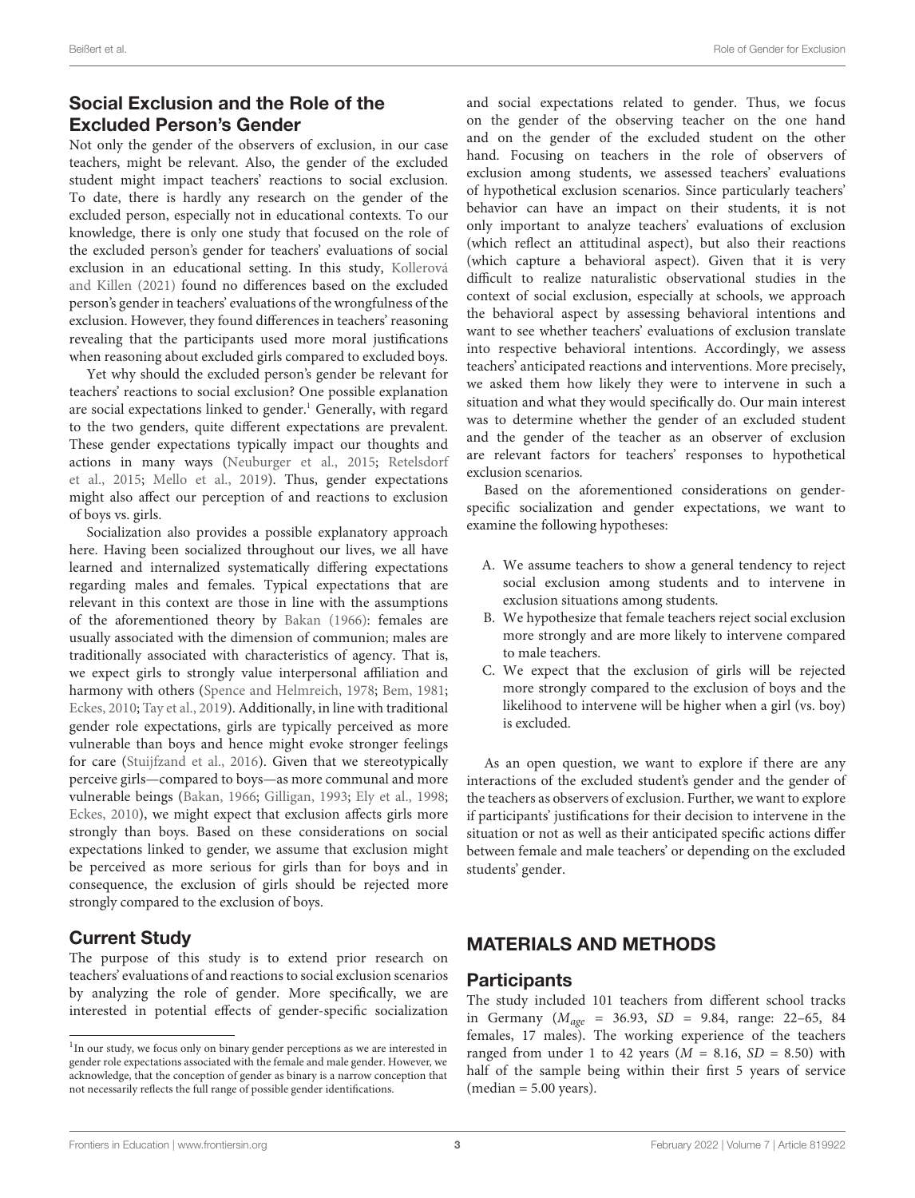## Social Exclusion and the Role of the Excluded Person's Gender

Not only the gender of the observers of exclusion, in our case teachers, might be relevant. Also, the gender of the excluded student might impact teachers' reactions to social exclusion. To date, there is hardly any research on the gender of the excluded person, especially not in educational contexts. To our knowledge, there is only one study that focused on the role of the excluded person's gender for teachers' evaluations of social exclusion in an educational setting. In this study, Kollerová and Killen (2021) found no differences based on the excluded person's gender in teachers' evaluations of the wrongfulness of the exclusion. However, they found differences in teachers' reasoning revealing that the participants used more moral justifications when reasoning about excluded girls compared to excluded boys.

Yet why should the excluded person's gender be relevant for teachers' reactions to social exclusion? One possible explanation are social expectations linked to gender.[1] Generally, with regard to the two genders, quite different expectations are prevalent. These gender expectations typically impact our thoughts and actions in many ways (Neuburger et al., 2015; Retelsdorf et al., 2015; Mello et al., 2019). Thus, gender expectations might also affect our perception of and reactions to exclusion of boys vs. girls.

Socialization also provides a possible explanatory approach here. Having been socialized throughout our lives, we all have learned and internalized systematically differing expectations regarding males and females. Typical expectations that are relevant in this context are those in line with the assumptions of the aforementioned theory by Bakan (1966): females are usually associated with the dimension of communion; males are traditionally associated with characteristics of agency. That is, we expect girls to strongly value interpersonal affiliation and harmony with others (Spence and Helmreich, 1978; Bem, 1981; Eckes, 2010; Tay et al., 2019). Additionally, in line with traditional gender role expectations, girls are typically perceived as more vulnerable than boys and hence might evoke stronger feelings for care (Stuijfzand et al., 2016). Given that we stereotypically perceive girls—compared to boys—as more communal and more vulnerable beings (Bakan, 1966; Gilligan, 1993; Ely et al., 1998; Eckes, 2010), we might expect that exclusion affects girls more strongly than boys. Based on these considerations on social expectations linked to gender, we assume that exclusion might be perceived as more serious for girls than for boys and in consequence, the exclusion of girls should be rejected more strongly compared to the exclusion of boys.

## Current Study

The purpose of this study is to extend prior research on teachers' evaluations of and reactions to social exclusion scenarios by analyzing the role of gender. More specifically, we are interested in potential effects of gender-specific socialization and social expectations related to gender. Thus, we focus on the gender of the observing teacher on the one hand and on the gender of the excluded student on the other hand. Focusing on teachers in the role of observers of exclusion among students, we assessed teachers' evaluations of hypothetical exclusion scenarios. Since particularly teachers' behavior can have an impact on their students, it is not only important to analyze teachers' evaluations of exclusion (which reflect an attitudinal aspect), but also their reactions (which capture a behavioral aspect). Given that it is very difficult to realize naturalistic observational studies in the context of social exclusion, especially at schools, we approach the behavioral aspect by assessing behavioral intentions and want to see whether teachers' evaluations of exclusion translate into respective behavioral intentions. Accordingly, we assess teachers' anticipated reactions and interventions. More precisely, we asked them how likely they were to intervene in such a situation and what they would specifically do. Our main interest was to determine whether the gender of an excluded student and the gender of the teacher as an observer of exclusion are relevant factors for teachers' responses to hypothetical exclusion scenarios.

Based on the aforementioned considerations on gender-specific socialization and gender expectations, we want to examine the following hypotheses:

A. We assume teachers to show a general tendency to reject social exclusion among students and to intervene in exclusion situations among students.
B. We hypothesize that female teachers reject social exclusion more strongly and are more likely to intervene compared to male teachers.
C. We expect that the exclusion of girls will be rejected more strongly compared to the exclusion of boys and the likelihood to intervene will be higher when a girl (vs. boy) is excluded.

As an open question, we want to explore if there are any interactions of the excluded student's gender and the gender of the teachers as observers of exclusion. Further, we want to explore if participants' justifications for their decision to intervene in the situation or not as well as their anticipated specific actions differ between female and male teachers' or depending on the excluded students' gender.

# MATERIALS AND METHODS

## Participants

The study included 101 teachers from different school tracks in Germany ($M_{age}$ = 36.93, $SD$ = 9.84, range: 22–65, 84 females, 17 males). The working experience of the teachers ranged from under 1 to 42 years ($M$ = 8.16, $SD$ = 8.50) with half of the sample being within their first 5 years of service (median = 5.00 years).

[1]In our study, we focus only on binary gender perceptions as we are interested in gender role expectations associated with the female and male gender. However, we acknowledge, that the conception of gender as binary is a narrow conception that not necessarily reflects the full range of possible gender identifications.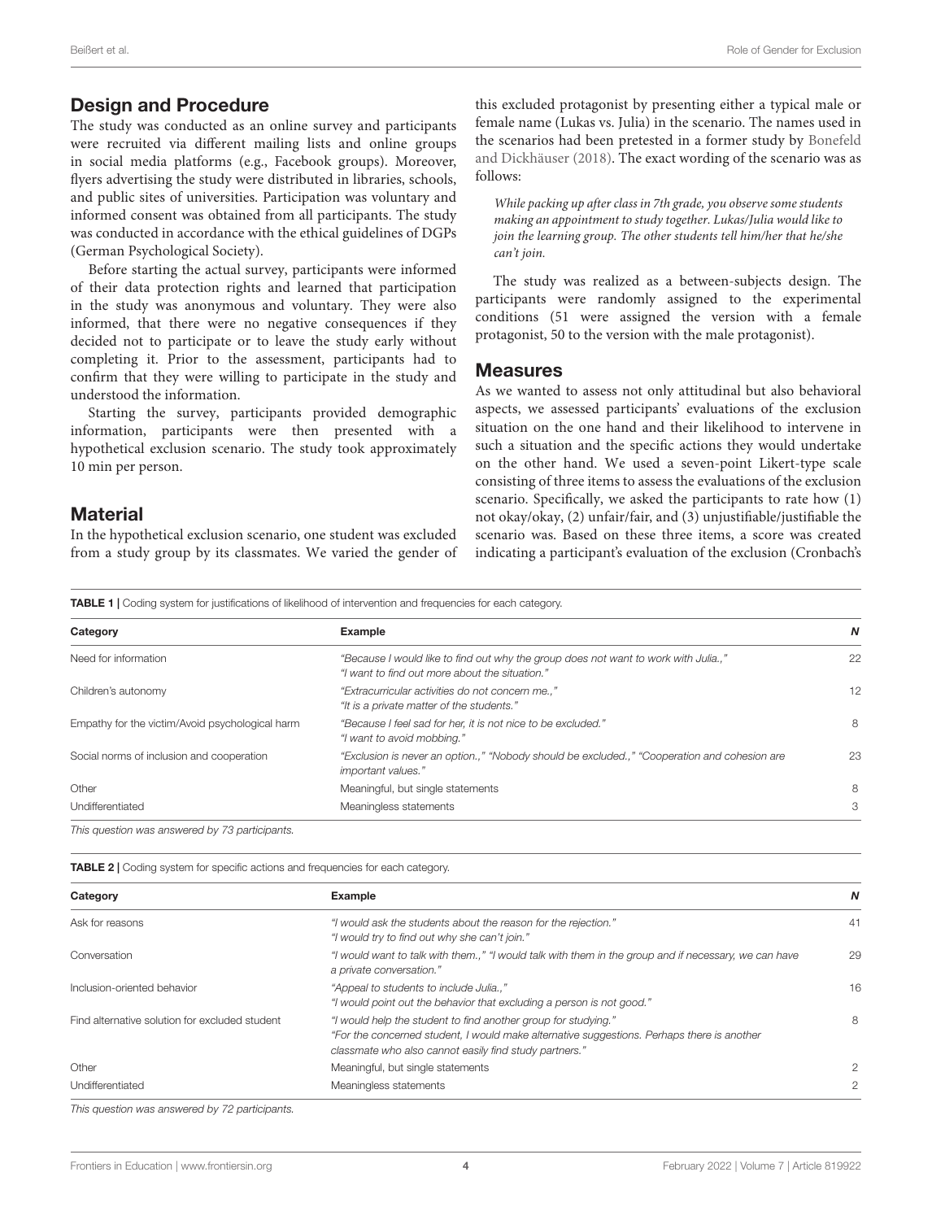## Design and Procedure

The study was conducted as an online survey and participants were recruited via different mailing lists and online groups in social media platforms (e.g., Facebook groups). Moreover, flyers advertising the study were distributed in libraries, schools, and public sites of universities. Participation was voluntary and informed consent was obtained from all participants. The study was conducted in accordance with the ethical guidelines of DGPs (German Psychological Society).

Before starting the actual survey, participants were informed of their data protection rights and learned that participation in the study was anonymous and voluntary. They were also informed, that there were no negative consequences if they decided not to participate or to leave the study early without completing it. Prior to the assessment, participants had to confirm that they were willing to participate in the study and understood the information.

Starting the survey, participants provided demographic information, participants were then presented with a hypothetical exclusion scenario. The study took approximately 10 min per person.

## Material

In the hypothetical exclusion scenario, one student was excluded from a study group by its classmates. We varied the gender of this excluded protagonist by presenting either a typical male or female name (Lukas vs. Julia) in the scenario. The names used in the scenarios had been pretested in a former study by Bonefeld and Dickhäuser (2018). The exact wording of the scenario was as follows:

> *While packing up after class in 7th grade, you observe some students making an appointment to study together. Lukas/Julia would like to join the learning group. The other students tell him/her that he/she can't join.*

The study was realized as a between-subjects design. The participants were randomly assigned to the experimental conditions (51 were assigned the version with a female protagonist, 50 to the version with the male protagonist).

## Measures

As we wanted to assess not only attitudinal but also behavioral aspects, we assessed participants' evaluations of the exclusion situation on the one hand and their likelihood to intervene in such a situation and the specific actions they would undertake on the other hand. We used a seven-point Likert-type scale consisting of three items to assess the evaluations of the exclusion scenario. Specifically, we asked the participants to rate how (1) not okay/okay, (2) unfair/fair, and (3) unjustifiable/justifiable the scenario was. Based on these three items, a score was created indicating a participant's evaluation of the exclusion (Cronbach's

**TABLE 1** | Coding system for justifications of likelihood of intervention and frequencies for each category.

| Category | Example | N |
|---|---|---|
| Need for information | "Because I would like to find out why the group does not want to work with Julia.," "I want to find out more about the situation." | 22 |
| Children's autonomy | "Extracurricular activities do not concern me.," "It is a private matter of the students." | 12 |
| Empathy for the victim/Avoid psychological harm | "Because I feel sad for her, it is not nice to be excluded." "I want to avoid mobbing." | 8 |
| Social norms of inclusion and cooperation | "Exclusion is never an option.," "Nobody should be excluded.," "Cooperation and cohesion are important values." | 23 |
| Other | Meaningful, but single statements | 8 |
| Undifferentiated | Meaningless statements | 3 |

*This question was answered by 73 participants.*

**TABLE 2** | Coding system for specific actions and frequencies for each category.

| Category | Example | N |
|---|---|---|
| Ask for reasons | "I would ask the students about the reason for the rejection." "I would try to find out why she can't join." | 41 |
| Conversation | "I would want to talk with them.," "I would talk with them in the group and if necessary, we can have a private conversation." | 29 |
| Inclusion-oriented behavior | "Appeal to students to include Julia.," "I would point out the behavior that excluding a person is not good." | 16 |
| Find alternative solution for excluded student | "I would help the student to find another group for studying." "For the concerned student, I would make alternative suggestions. Perhaps there is another classmate who also cannot easily find study partners." | 8 |
| Other | Meaningful, but single statements | 2 |
| Undifferentiated | Meaningless statements | 2 |

*This question was answered by 72 participants.*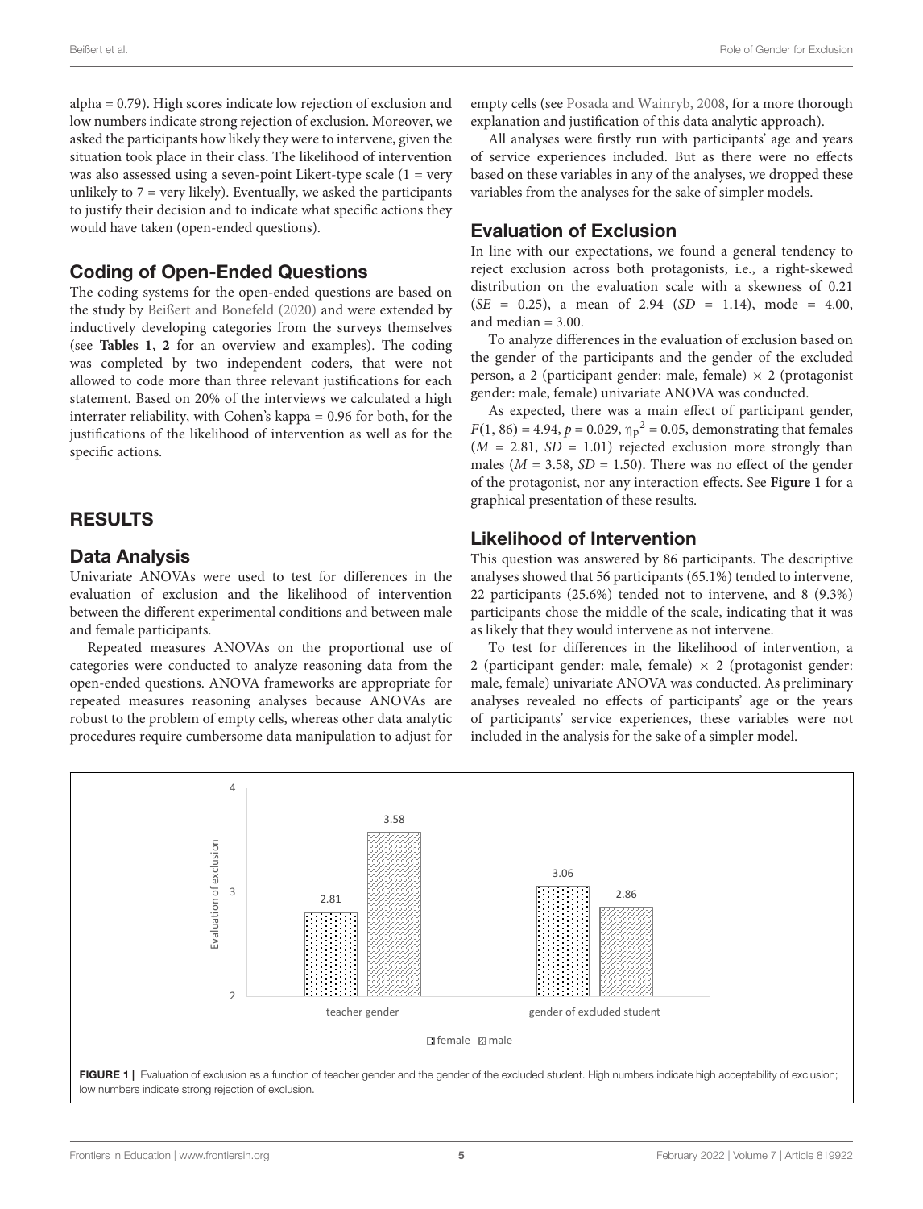alpha = 0.79). High scores indicate low rejection of exclusion and low numbers indicate strong rejection of exclusion. Moreover, we asked the participants how likely they were to intervene, given the situation took place in their class. The likelihood of intervention was also assessed using a seven-point Likert-type scale (1 = very unlikely to 7 = very likely). Eventually, we asked the participants to justify their decision and to indicate what specific actions they would have taken (open-ended questions).

## Coding of Open-Ended Questions

The coding systems for the open-ended questions are based on the study by Beißert and Bonefeld (2020) and were extended by inductively developing categories from the surveys themselves (see **Tables 1**, **2** for an overview and examples). The coding was completed by two independent coders, that were not allowed to code more than three relevant justifications for each statement. Based on 20% of the interviews we calculated a high interrater reliability, with Cohen's kappa = 0.96 for both, for the justifications of the likelihood of intervention as well as for the specific actions.

# RESULTS

## Data Analysis

Univariate ANOVAs were used to test for differences in the evaluation of exclusion and the likelihood of intervention between the different experimental conditions and between male and female participants.

Repeated measures ANOVAs on the proportional use of categories were conducted to analyze reasoning data from the open-ended questions. ANOVA frameworks are appropriate for repeated measures reasoning analyses because ANOVAs are robust to the problem of empty cells, whereas other data analytic procedures require cumbersome data manipulation to adjust for empty cells (see Posada and Wainryb, 2008, for a more thorough explanation and justification of this data analytic approach).

All analyses were firstly run with participants' age and years of service experiences included. But as there were no effects based on these variables in any of the analyses, we dropped these variables from the analyses for the sake of simpler models.

## Evaluation of Exclusion

In line with our expectations, we found a general tendency to reject exclusion across both protagonists, i.e., a right-skewed distribution on the evaluation scale with a skewness of 0.21 ($SE$ = 0.25), a mean of 2.94 ($SD$ = 1.14), mode = 4.00, and median = 3.00.

To analyze differences in the evaluation of exclusion based on the gender of the participants and the gender of the excluded person, a 2 (participant gender: male, female) × 2 (protagonist gender: male, female) univariate ANOVA was conducted.

As expected, there was a main effect of participant gender, $F(1, 86) = 4.94$, $p = 0.029$, $\eta_p^2 = 0.05$, demonstrating that females ($M$ = 2.81, $SD$ = 1.01) rejected exclusion more strongly than males ($M$ = 3.58, $SD$ = 1.50). There was no effect of the gender of the protagonist, nor any interaction effects. See **Figure 1** for a graphical presentation of these results.

## Likelihood of Intervention

This question was answered by 86 participants. The descriptive analyses showed that 56 participants (65.1%) tended to intervene, 22 participants (25.6%) tended not to intervene, and 8 (9.3%) participants chose the middle of the scale, indicating that it was as likely that they would intervene as not intervene.

To test for differences in the likelihood of intervention, a 2 (participant gender: male, female) × 2 (protagonist gender: male, female) univariate ANOVA was conducted. As preliminary analyses revealed no effects of participants' age or the years of participants' service experiences, these variables were not included in the analysis for the sake of a simpler model.

**FIGURE 1 |** Evaluation of exclusion as a function of teacher gender and the gender of the excluded student. High numbers indicate high acceptability of exclusion; low numbers indicate strong rejection of exclusion.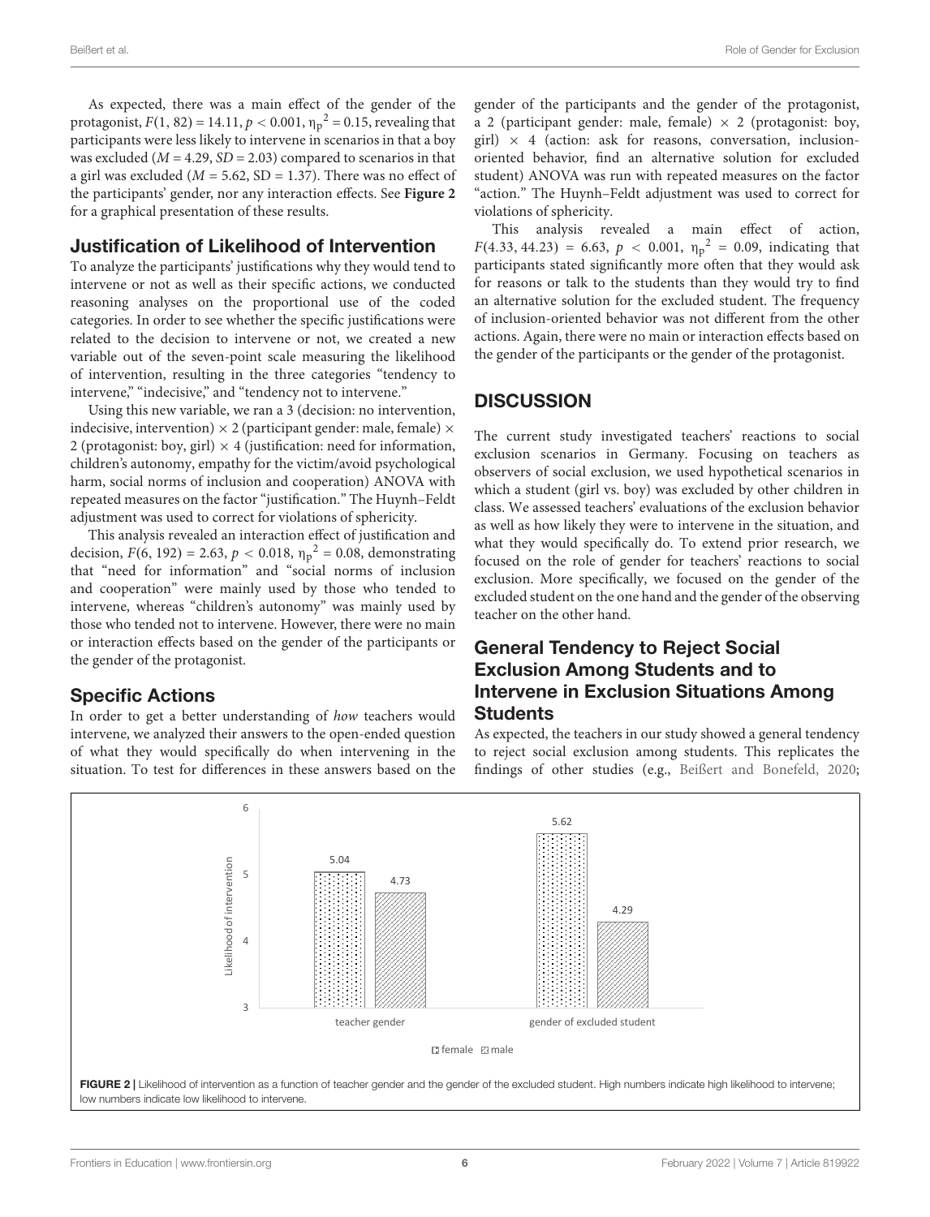As expected, there was a main effect of the gender of the protagonist, $F(1, 82) = 14.11$, $p < 0.001$, $\eta_p^2 = 0.15$, revealing that participants were less likely to intervene in scenarios in that a boy was excluded ($M = 4.29$, $SD = 2.03$) compared to scenarios in that a girl was excluded ($M = 5.62$, SD = 1.37). There was no effect of the participants' gender, nor any interaction effects. See **Figure 2** for a graphical presentation of these results.

## Justification of Likelihood of Intervention

To analyze the participants' justifications why they would tend to intervene or not as well as their specific actions, we conducted reasoning analyses on the proportional use of the coded categories. In order to see whether the specific justifications were related to the decision to intervene or not, we created a new variable out of the seven-point scale measuring the likelihood of intervention, resulting in the three categories "tendency to intervene," "indecisive," and "tendency not to intervene."

Using this new variable, we ran a 3 (decision: no intervention, indecisive, intervention) × 2 (participant gender: male, female) × 2 (protagonist: boy, girl) × 4 (justification: need for information, children's autonomy, empathy for the victim/avoid psychological harm, social norms of inclusion and cooperation) ANOVA with repeated measures on the factor "justification." The Huynh–Feldt adjustment was used to correct for violations of sphericity.

This analysis revealed an interaction effect of justification and decision, $F(6, 192) = 2.63$, $p < 0.018$, $\eta_p^2 = 0.08$, demonstrating that "need for information" and "social norms of inclusion and cooperation" were mainly used by those who tended to intervene, whereas "children's autonomy" was mainly used by those who tended not to intervene. However, there were no main or interaction effects based on the gender of the participants or the gender of the protagonist.

## Specific Actions

In order to get a better understanding of *how* teachers would intervene, we analyzed their answers to the open-ended question of what they would specifically do when intervening in the situation. To test for differences in these answers based on the gender of the participants and the gender of the protagonist, a 2 (participant gender: male, female) × 2 (protagonist: boy, girl) × 4 (action: ask for reasons, conversation, inclusion-oriented behavior, find an alternative solution for excluded student) ANOVA was run with repeated measures on the factor "action." The Huynh–Feldt adjustment was used to correct for violations of sphericity.

This analysis revealed a main effect of action, $F(4.33, 44.23) = 6.63$, $p < 0.001$, $\eta_p^2 = 0.09$, indicating that participants stated significantly more often that they would ask for reasons or talk to the students than they would try to find an alternative solution for the excluded student. The frequency of inclusion-oriented behavior was not different from the other actions. Again, there were no main or interaction effects based on the gender of the participants or the gender of the protagonist.

# DISCUSSION

The current study investigated teachers' reactions to social exclusion scenarios in Germany. Focusing on teachers as observers of social exclusion, we used hypothetical scenarios in which a student (girl vs. boy) was excluded by other children in class. We assessed teachers' evaluations of the exclusion behavior as well as how likely they were to intervene in the situation, and what they would specifically do. To extend prior research, we focused on the role of gender for teachers' reactions to social exclusion. More specifically, we focused on the gender of the excluded student on the one hand and the gender of the observing teacher on the other hand.

## General Tendency to Reject Social Exclusion Among Students and to Intervene in Exclusion Situations Among Students

As expected, the teachers in our study showed a general tendency to reject social exclusion among students. This replicates the findings of other studies (e.g., Beißert and Bonefeld, 2020;

**FIGURE 2** | Likelihood of intervention as a function of teacher gender and the gender of the excluded student. High numbers indicate high likelihood to intervene; low numbers indicate low likelihood to intervene.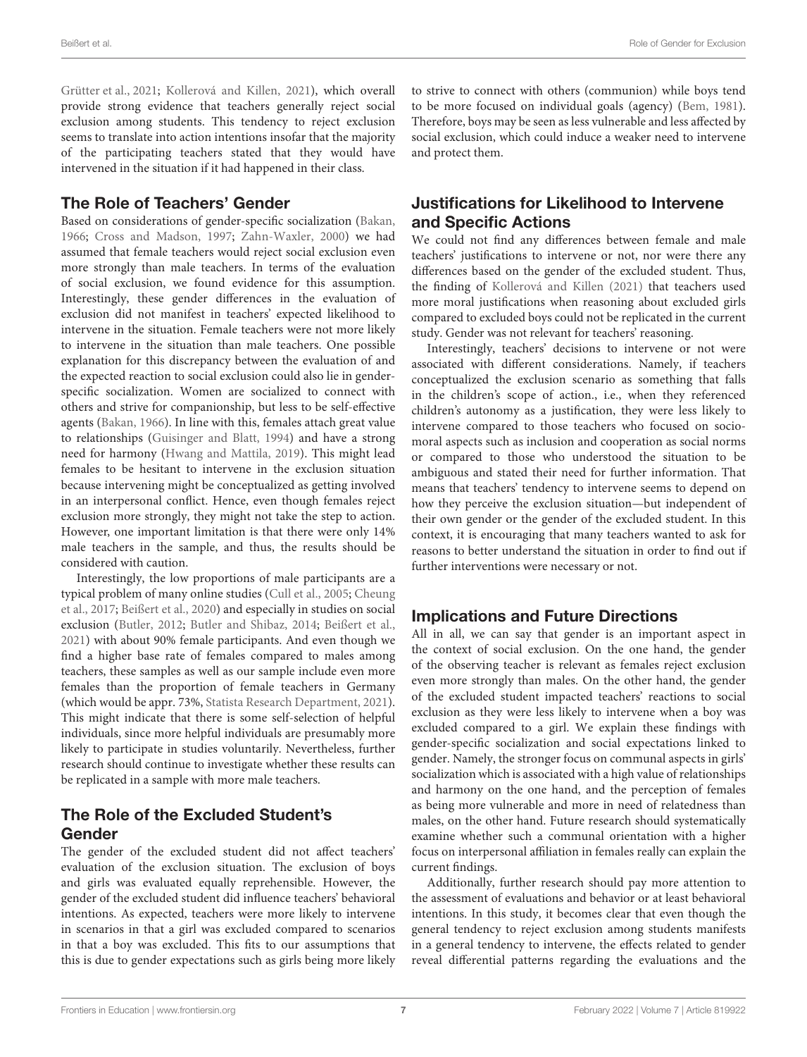Grütter et al., 2021; Kollerová and Killen, 2021), which overall provide strong evidence that teachers generally reject social exclusion among students. This tendency to reject exclusion seems to translate into action intentions insofar that the majority of the participating teachers stated that they would have intervened in the situation if it had happened in their class.

## The Role of Teachers' Gender

Based on considerations of gender-specific socialization (Bakan, 1966; Cross and Madson, 1997; Zahn-Waxler, 2000) we had assumed that female teachers would reject social exclusion even more strongly than male teachers. In terms of the evaluation of social exclusion, we found evidence for this assumption. Interestingly, these gender differences in the evaluation of exclusion did not manifest in teachers' expected likelihood to intervene in the situation. Female teachers were not more likely to intervene in the situation than male teachers. One possible explanation for this discrepancy between the evaluation of and the expected reaction to social exclusion could also lie in gender-specific socialization. Women are socialized to connect with others and strive for companionship, but less to be self-effective agents (Bakan, 1966). In line with this, females attach great value to relationships (Guisinger and Blatt, 1994) and have a strong need for harmony (Hwang and Mattila, 2019). This might lead females to be hesitant to intervene in the exclusion situation because intervening might be conceptualized as getting involved in an interpersonal conflict. Hence, even though females reject exclusion more strongly, they might not take the step to action. However, one important limitation is that there were only 14% male teachers in the sample, and thus, the results should be considered with caution.

Interestingly, the low proportions of male participants are a typical problem of many online studies (Cull et al., 2005; Cheung et al., 2017; Beißert et al., 2020) and especially in studies on social exclusion (Butler, 2012; Butler and Shibaz, 2014; Beißert et al., 2021) with about 90% female participants. And even though we find a higher base rate of females compared to males among teachers, these samples as well as our sample include even more females than the proportion of female teachers in Germany (which would be appr. 73%, Statista Research Department, 2021). This might indicate that there is some self-selection of helpful individuals, since more helpful individuals are presumably more likely to participate in studies voluntarily. Nevertheless, further research should continue to investigate whether these results can be replicated in a sample with more male teachers.

## The Role of the Excluded Student's Gender

The gender of the excluded student did not affect teachers' evaluation of the exclusion situation. The exclusion of boys and girls was evaluated equally reprehensible. However, the gender of the excluded student did influence teachers' behavioral intentions. As expected, teachers were more likely to intervene in scenarios in that a girl was excluded compared to scenarios in that a boy was excluded. This fits to our assumptions that this is due to gender expectations such as girls being more likely to strive to connect with others (communion) while boys tend to be more focused on individual goals (agency) (Bem, 1981). Therefore, boys may be seen as less vulnerable and less affected by social exclusion, which could induce a weaker need to intervene and protect them.

## Justifications for Likelihood to Intervene and Specific Actions

We could not find any differences between female and male teachers' justifications to intervene or not, nor were there any differences based on the gender of the excluded student. Thus, the finding of Kollerová and Killen (2021) that teachers used more moral justifications when reasoning about excluded girls compared to excluded boys could not be replicated in the current study. Gender was not relevant for teachers' reasoning.

Interestingly, teachers' decisions to intervene or not were associated with different considerations. Namely, if teachers conceptualized the exclusion scenario as something that falls in the children's scope of action., i.e., when they referenced children's autonomy as a justification, they were less likely to intervene compared to those teachers who focused on socio-moral aspects such as inclusion and cooperation as social norms or compared to those who understood the situation to be ambiguous and stated their need for further information. That means that teachers' tendency to intervene seems to depend on how they perceive the exclusion situation—but independent of their own gender or the gender of the excluded student. In this context, it is encouraging that many teachers wanted to ask for reasons to better understand the situation in order to find out if further interventions were necessary or not.

## Implications and Future Directions

All in all, we can say that gender is an important aspect in the context of social exclusion. On the one hand, the gender of the observing teacher is relevant as females reject exclusion even more strongly than males. On the other hand, the gender of the excluded student impacted teachers' reactions to social exclusion as they were less likely to intervene when a boy was excluded compared to a girl. We explain these findings with gender-specific socialization and social expectations linked to gender. Namely, the stronger focus on communal aspects in girls' socialization which is associated with a high value of relationships and harmony on the one hand, and the perception of females as being more vulnerable and more in need of relatedness than males, on the other hand. Future research should systematically examine whether such a communal orientation with a higher focus on interpersonal affiliation in females really can explain the current findings.

Additionally, further research should pay more attention to the assessment of evaluations and behavior or at least behavioral intentions. In this study, it becomes clear that even though the general tendency to reject exclusion among students manifests in a general tendency to intervene, the effects related to gender reveal differential patterns regarding the evaluations and the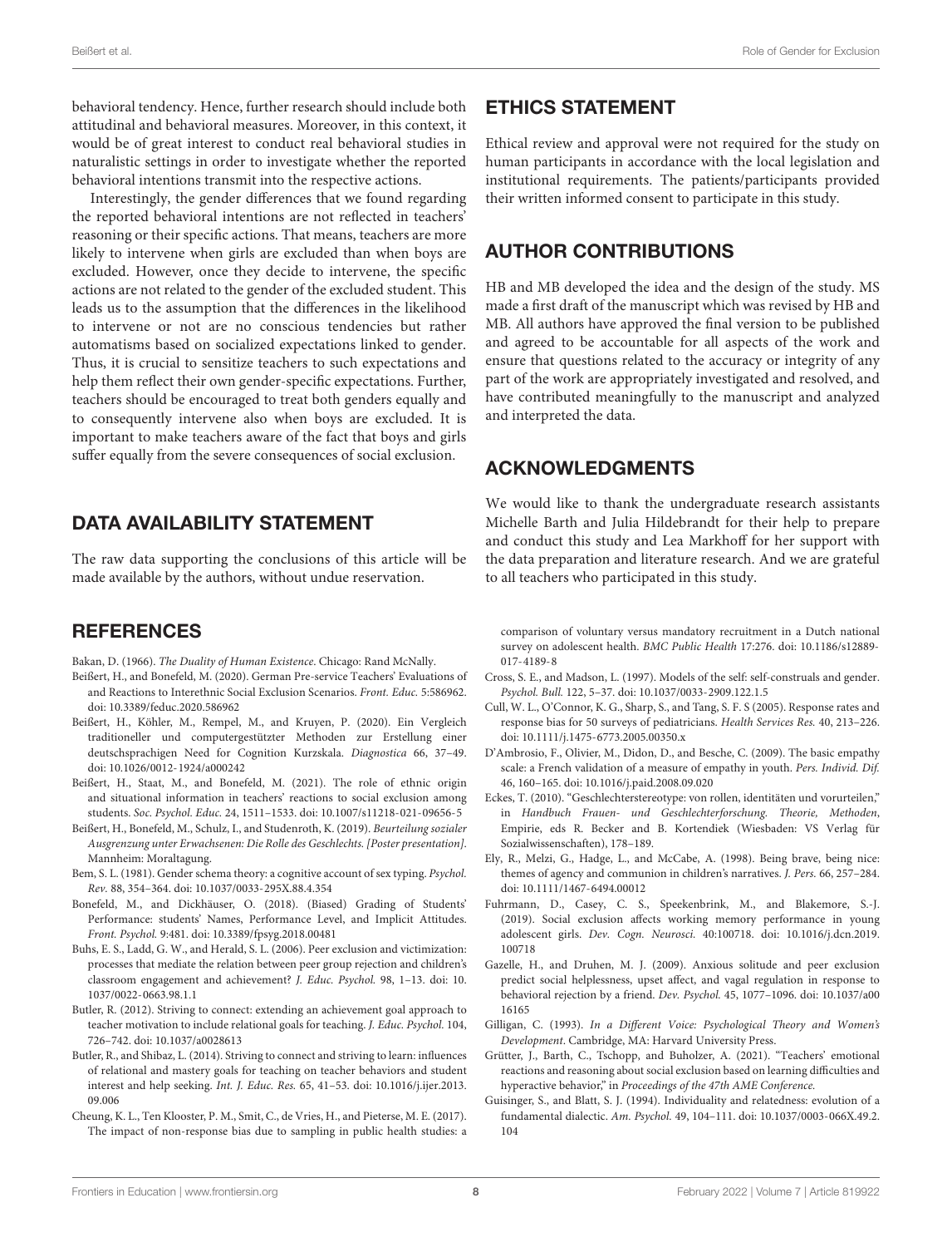behavioral tendency. Hence, further research should include both attitudinal and behavioral measures. Moreover, in this context, it would be of great interest to conduct real behavioral studies in naturalistic settings in order to investigate whether the reported behavioral intentions transmit into the respective actions.

Interestingly, the gender differences that we found regarding the reported behavioral intentions are not reflected in teachers' reasoning or their specific actions. That means, teachers are more likely to intervene when girls are excluded than when boys are excluded. However, once they decide to intervene, the specific actions are not related to the gender of the excluded student. This leads us to the assumption that the differences in the likelihood to intervene or not are no conscious tendencies but rather automatisms based on socialized expectations linked to gender. Thus, it is crucial to sensitize teachers to such expectations and help them reflect their own gender-specific expectations. Further, teachers should be encouraged to treat both genders equally and to consequently intervene also when boys are excluded. It is important to make teachers aware of the fact that boys and girls suffer equally from the severe consequences of social exclusion.

## DATA AVAILABILITY STATEMENT

The raw data supporting the conclusions of this article will be made available by the authors, without undue reservation.

## ETHICS STATEMENT

Ethical review and approval were not required for the study on human participants in accordance with the local legislation and institutional requirements. The patients/participants provided their written informed consent to participate in this study.

## AUTHOR CONTRIBUTIONS

HB and MB developed the idea and the design of the study. MS made a first draft of the manuscript which was revised by HB and MB. All authors have approved the final version to be published and agreed to be accountable for all aspects of the work and ensure that questions related to the accuracy or integrity of any part of the work are appropriately investigated and resolved, and have contributed meaningfully to the manuscript and analyzed and interpreted the data.

## ACKNOWLEDGMENTS

We would like to thank the undergraduate research assistants Michelle Barth and Julia Hildebrandt for their help to prepare and conduct this study and Lea Markhoff for her support with the data preparation and literature research. And we are grateful to all teachers who participated in this study.

## REFERENCES

Bakan, D. (1966). *The Duality of Human Existence*. Chicago: Rand McNally.

Beißert, H., and Bonefeld, M. (2020). German Pre-service Teachers' Evaluations of and Reactions to Interethnic Social Exclusion Scenarios. *Front. Educ.* 5:586962. doi: 10.3389/feduc.2020.586962

Beißert, H., Köhler, M., Rempel, M., and Kruyen, P. (2020). Ein Vergleich traditioneller und computergestützter Methoden zur Erstellung einer deutschsprachigen Need for Cognition Kurzskala. *Diagnostica* 66, 37–49. doi: 10.1026/0012-1924/a000242

Beißert, H., Staat, M., and Bonefeld, M. (2021). The role of ethnic origin and situational information in teachers' reactions to social exclusion among students. *Soc. Psychol. Educ.* 24, 1511–1533. doi: 10.1007/s11218-021-09656-5

Beißert, H., Bonefeld, M., Schulz, I., and Studenroth, K. (2019). *Beurteilung sozialer Ausgrenzung unter Erwachsenen: Die Rolle des Geschlechts. [Poster presentation]*. Mannheim: Moraltagung.

Bem, S. L. (1981). Gender schema theory: a cognitive account of sex typing. *Psychol. Rev.* 88, 354–364. doi: 10.1037/0033-295X.88.4.354

Bonefeld, M., and Dickhäuser, O. (2018). (Biased) Grading of Students' Performance: students' Names, Performance Level, and Implicit Attitudes. *Front. Psychol.* 9:481. doi: 10.3389/fpsyg.2018.00481

Buhs, E. S., Ladd, G. W., and Herald, S. L. (2006). Peer exclusion and victimization: processes that mediate the relation between peer group rejection and children's classroom engagement and achievement? *J. Educ. Psychol.* 98, 1–13. doi: 10.1037/0022-0663.98.1.1

Butler, R. (2012). Striving to connect: extending an achievement goal approach to teacher motivation to include relational goals for teaching. *J. Educ. Psychol.* 104, 726–742. doi: 10.1037/a0028613

Butler, R., and Shibaz, L. (2014). Striving to connect and striving to learn: influences of relational and mastery goals for teaching on teacher behaviors and student interest and help seeking. *Int. J. Educ. Res.* 65, 41–53. doi: 10.1016/j.ijer.2013.09.006

Cheung, K. L., Ten Klooster, P. M., Smit, C., de Vries, H., and Pieterse, M. E. (2017). The impact of non-response bias due to sampling in public health studies: a comparison of voluntary versus mandatory recruitment in a Dutch national survey on adolescent health. *BMC Public Health* 17:276. doi: 10.1186/s12889-017-4189-8

Cross, S. E., and Madson, L. (1997). Models of the self: self-construals and gender. *Psychol. Bull.* 122, 5–37. doi: 10.1037/0033-2909.122.1.5

Cull, W. L., O'Connor, K. G., Sharp, S., and Tang, S. F. S (2005). Response rates and response bias for 50 surveys of pediatricians. *Health Services Res.* 40, 213–226. doi: 10.1111/j.1475-6773.2005.00350.x

D'Ambrosio, F., Olivier, M., Didon, D., and Besche, C. (2009). The basic empathy scale: a French validation of a measure of empathy in youth. *Pers. Individ. Dif.* 46, 160–165. doi: 10.1016/j.paid.2008.09.020

Eckes, T. (2010). "Geschlechterstereotype: von rollen, identitäten und vorurteilen," in *Handbuch Frauen- und Geschlechterforschung. Theorie, Methoden*, Empirie, eds R. Becker and B. Kortendiek (Wiesbaden: VS Verlag für Sozialwissenschaften), 178–189.

Ely, R., Melzi, G., Hadge, L., and McCabe, A. (1998). Being brave, being nice: themes of agency and communion in children's narratives. *J. Pers.* 66, 257–284. doi: 10.1111/1467-6494.00012

Fuhrmann, D., Casey, C. S., Speekenbrink, M., and Blakemore, S.-J. (2019). Social exclusion affects working memory performance in young adolescent girls. *Dev. Cogn. Neurosci.* 40:100718. doi: 10.1016/j.dcn.2019.100718

Gazelle, H., and Druhen, M. J. (2009). Anxious solitude and peer exclusion predict social helplessness, upset affect, and vagal regulation in response to behavioral rejection by a friend. *Dev. Psychol.* 45, 1077–1096. doi: 10.1037/a0016165

Gilligan, C. (1993). *In a Different Voice: Psychological Theory and Women's Development*. Cambridge, MA: Harvard University Press.

Grütter, J., Barth, C., Tschopp, and Buholzer, A. (2021). "Teachers' emotional reactions and reasoning about social exclusion based on learning difficulties and hyperactive behavior," in *Proceedings of the 47th AME Conference.*

Guisinger, S., and Blatt, S. J. (1994). Individuality and relatedness: evolution of a fundamental dialectic. *Am. Psychol.* 49, 104–111. doi: 10.1037/0003-066X.49.2.104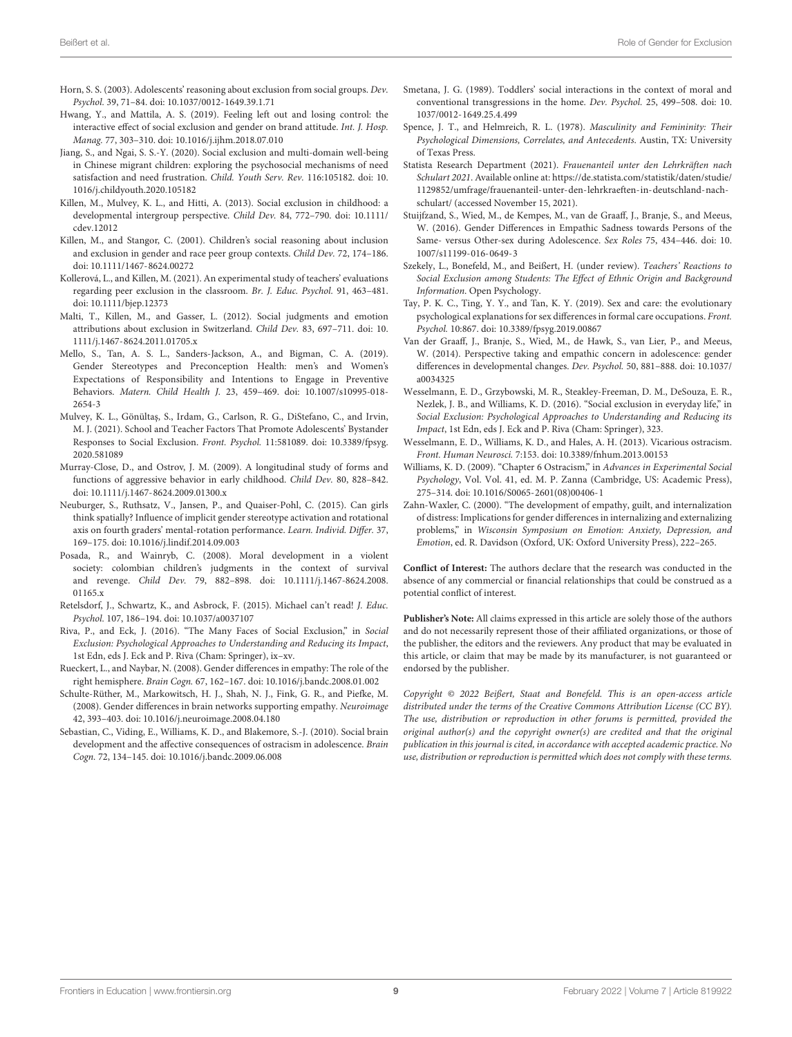Horn, S. S. (2003). Adolescents' reasoning about exclusion from social groups. *Dev. Psychol.* 39, 71–84. doi: 10.1037/0012-1649.39.1.71

Hwang, Y., and Mattila, A. S. (2019). Feeling left out and losing control: the interactive effect of social exclusion and gender on brand attitude. *Int. J. Hosp. Manag.* 77, 303–310. doi: 10.1016/j.ijhm.2018.07.010

Jiang, S., and Ngai, S. S.-Y. (2020). Social exclusion and multi-domain well-being in Chinese migrant children: exploring the psychosocial mechanisms of need satisfaction and need frustration. *Child. Youth Serv. Rev.* 116:105182. doi: 10.1016/j.childyouth.2020.105182

Killen, M., Mulvey, K. L., and Hitti, A. (2013). Social exclusion in childhood: a developmental intergroup perspective. *Child Dev.* 84, 772–790. doi: 10.1111/cdev.12012

Killen, M., and Stangor, C. (2001). Children's social reasoning about inclusion and exclusion in gender and race peer group contexts. *Child Dev.* 72, 174–186. doi: 10.1111/1467-8624.00272

Kollerová, L., and Killen, M. (2021). An experimental study of teachers' evaluations regarding peer exclusion in the classroom. *Br. J. Educ. Psychol.* 91, 463–481. doi: 10.1111/bjep.12373

Malti, T., Killen, M., and Gasser, L. (2012). Social judgments and emotion attributions about exclusion in Switzerland. *Child Dev.* 83, 697–711. doi: 10.1111/j.1467-8624.2011.01705.x

Mello, S., Tan, A. S. L., Sanders-Jackson, A., and Bigman, C. A. (2019). Gender Stereotypes and Preconception Health: men's and Women's Expectations of Responsibility and Intentions to Engage in Preventive Behaviors. *Matern. Child Health J.* 23, 459–469. doi: 10.1007/s10995-018-2654-3

Mulvey, K. L., Gönültaş, S., Irdam, G., Carlson, R. G., DiStefano, C., and Irvin, M. J. (2021). School and Teacher Factors That Promote Adolescents' Bystander Responses to Social Exclusion. *Front. Psychol.* 11:581089. doi: 10.3389/fpsyg.2020.581089

Murray-Close, D., and Ostrov, J. M. (2009). A longitudinal study of forms and functions of aggressive behavior in early childhood. *Child Dev.* 80, 828–842. doi: 10.1111/j.1467-8624.2009.01300.x

Neuburger, S., Ruthsatz, V., Jansen, P., and Quaiser-Pohl, C. (2015). Can girls think spatially? Influence of implicit gender stereotype activation and rotational axis on fourth graders' mental-rotation performance. *Learn. Individ. Differ.* 37, 169–175. doi: 10.1016/j.lindif.2014.09.003

Posada, R., and Wainryb, C. (2008). Moral development in a violent society: colombian children's judgments in the context of survival and revenge. *Child Dev.* 79, 882–898. doi: 10.1111/j.1467-8624.2008.01165.x

Retelsdorf, J., Schwartz, K., and Asbrock, F. (2015). Michael can't read! *J. Educ. Psychol.* 107, 186–194. doi: 10.1037/a0037107

Riva, P., and Eck, J. (2016). "The Many Faces of Social Exclusion," in *Social Exclusion: Psychological Approaches to Understanding and Reducing its Impact*, 1st Edn, eds J. Eck and P. Riva (Cham: Springer), ix–xv.

Rueckert, L., and Naybar, N. (2008). Gender differences in empathy: The role of the right hemisphere. *Brain Cogn.* 67, 162–167. doi: 10.1016/j.bandc.2008.01.002

Schulte-Rüther, M., Markowitsch, H. J., Shah, N. J., Fink, G. R., and Piefke, M. (2008). Gender differences in brain networks supporting empathy. *Neuroimage* 42, 393–403. doi: 10.1016/j.neuroimage.2008.04.180

Sebastian, C., Viding, E., Williams, K. D., and Blakemore, S.-J. (2010). Social brain development and the affective consequences of ostracism in adolescence. *Brain Cogn.* 72, 134–145. doi: 10.1016/j.bandc.2009.06.008

Smetana, J. G. (1989). Toddlers' social interactions in the context of moral and conventional transgressions in the home. *Dev. Psychol.* 25, 499–508. doi: 10.1037/0012-1649.25.4.499

Spence, J. T., and Helmreich, R. L. (1978). *Masculinity and Femininity: Their Psychological Dimensions, Correlates, and Antecedents*. Austin, TX: University of Texas Press.

Statista Research Department (2021). *Frauenanteil unter den Lehrkräften nach Schulart 2021*. Available online at: https://de.statista.com/statistik/daten/studie/1129852/umfrage/frauenanteil-unter-den-lehrkraeften-in-deutschland-nach-schulart/ (accessed November 15, 2021).

Stuijfzand, S., Wied, M., de Kempes, M., van de Graaff, J., Branje, S., and Meeus, W. (2016). Gender Differences in Empathic Sadness towards Persons of the Same- versus Other-sex during Adolescence. *Sex Roles* 75, 434–446. doi: 10.1007/s11199-016-0649-3

Szekely, L., Bonefeld, M., and Beißert, H. (under review). *Teachers' Reactions to Social Exclusion among Students: The Effect of Ethnic Origin and Background Information*. Open Psychology.

Tay, P. K. C., Ting, Y. Y., and Tan, K. Y. (2019). Sex and care: the evolutionary psychological explanations for sex differences in formal care occupations. *Front. Psychol.* 10:867. doi: 10.3389/fpsyg.2019.00867

Van der Graaff, J., Branje, S., Wied, M., de Hawk, S., van Lier, P., and Meeus, W. (2014). Perspective taking and empathic concern in adolescence: gender differences in developmental changes. *Dev. Psychol.* 50, 881–888. doi: 10.1037/a0034325

Wesselmann, E. D., Grzybowski, M. R., Steakley-Freeman, D. M., DeSouza, E. R., Nezlek, J. B., and Williams, K. D. (2016). "Social exclusion in everyday life," in *Social Exclusion: Psychological Approaches to Understanding and Reducing its Impact*, 1st Edn, eds J. Eck and P. Riva (Cham: Springer), 323.

Wesselmann, E. D., Williams, K. D., and Hales, A. H. (2013). Vicarious ostracism. *Front. Human Neurosci.* 7:153. doi: 10.3389/fnhum.2013.00153

Williams, K. D. (2009). "Chapter 6 Ostracism," in *Advances in Experimental Social Psychology*, Vol. Vol. 41, ed. M. P. Zanna (Cambridge, US: Academic Press), 275–314. doi: 10.1016/S0065-2601(08)00406-1

Zahn-Waxler, C. (2000). "The development of empathy, guilt, and internalization of distress: Implications for gender differences in internalizing and externalizing problems," in *Wisconsin Symposium on Emotion: Anxiety, Depression, and Emotion*, ed. R. Davidson (Oxford, UK: Oxford University Press), 222–265.

**Conflict of Interest:** The authors declare that the research was conducted in the absence of any commercial or financial relationships that could be construed as a potential conflict of interest.

**Publisher's Note:** All claims expressed in this article are solely those of the authors and do not necessarily represent those of their affiliated organizations, or those of the publisher, the editors and the reviewers. Any product that may be evaluated in this article, or claim that may be made by its manufacturer, is not guaranteed or endorsed by the publisher.

*Copyright © 2022 Beißert, Staat and Bonefeld. This is an open-access article distributed under the terms of the Creative Commons Attribution License (CC BY). The use, distribution or reproduction in other forums is permitted, provided the original author(s) and the copyright owner(s) are credited and that the original publication in this journal is cited, in accordance with accepted academic practice. No use, distribution or reproduction is permitted which does not comply with these terms.*